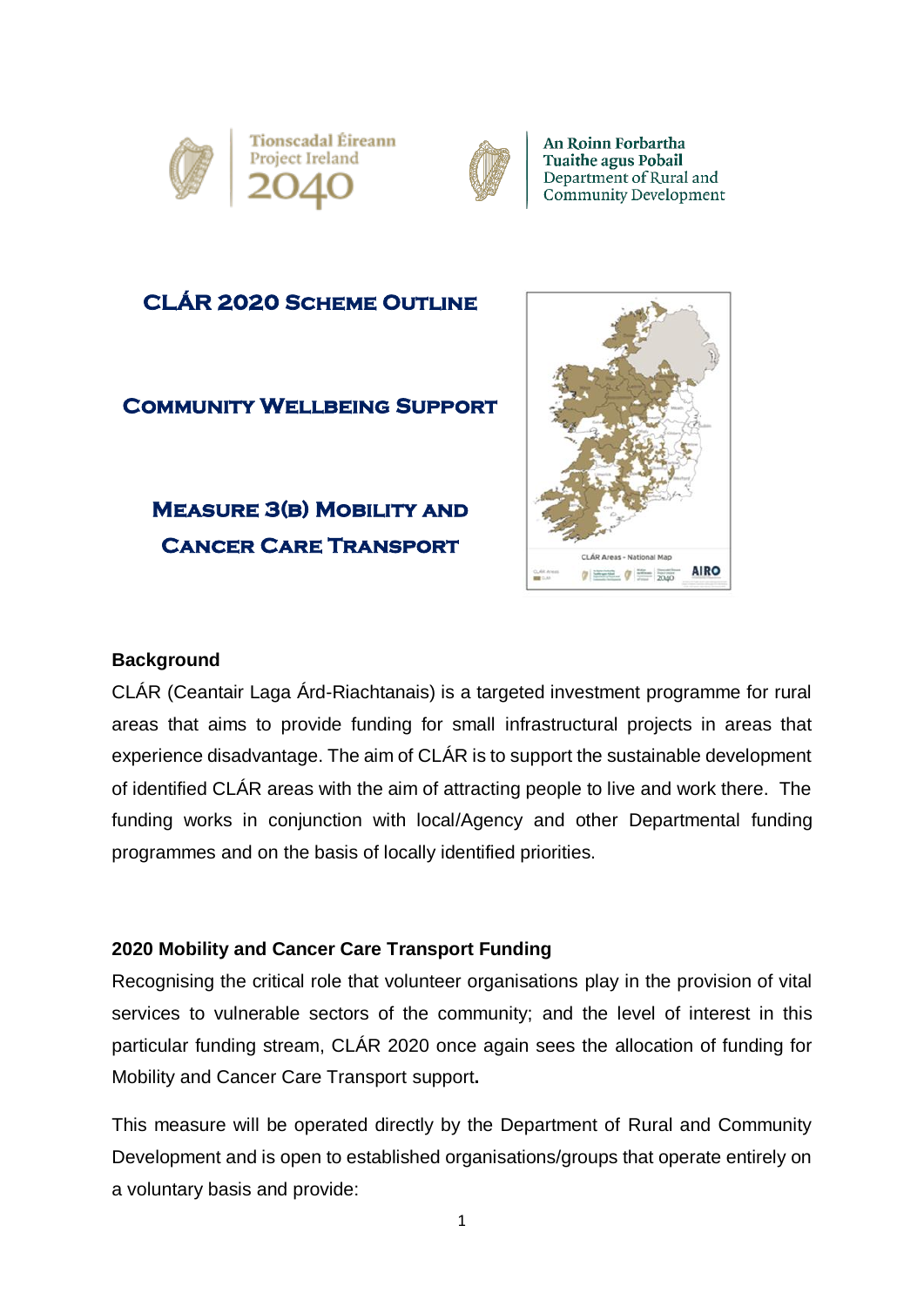Tionscadal Éireann
Project Ireland
2040

An Roinn Forbartha Tuaithe agus Pobail
Department of Rural and Community Development

# CLÁR 2020 Scheme Outline

## Community Wellbeing Support

## Measure 3(b) Mobility and Cancer Care Transport

**Background**

CLÁR (Ceantair Laga Árd-Riachtanais) is a targeted investment programme for rural areas that aims to provide funding for small infrastructural projects in areas that experience disadvantage. The aim of CLÁR is to support the sustainable development of identified CLÁR areas with the aim of attracting people to live and work there. The funding works in conjunction with local/Agency and other Departmental funding programmes and on the basis of locally identified priorities.

**2020 Mobility and Cancer Care Transport Funding**

Recognising the critical role that volunteer organisations play in the provision of vital services to vulnerable sectors of the community; and the level of interest in this particular funding stream, CLÁR 2020 once again sees the allocation of funding for Mobility and Cancer Care Transport support**.**

This measure will be operated directly by the Department of Rural and Community Development and is open to established organisations/groups that operate entirely on a voluntary basis and provide: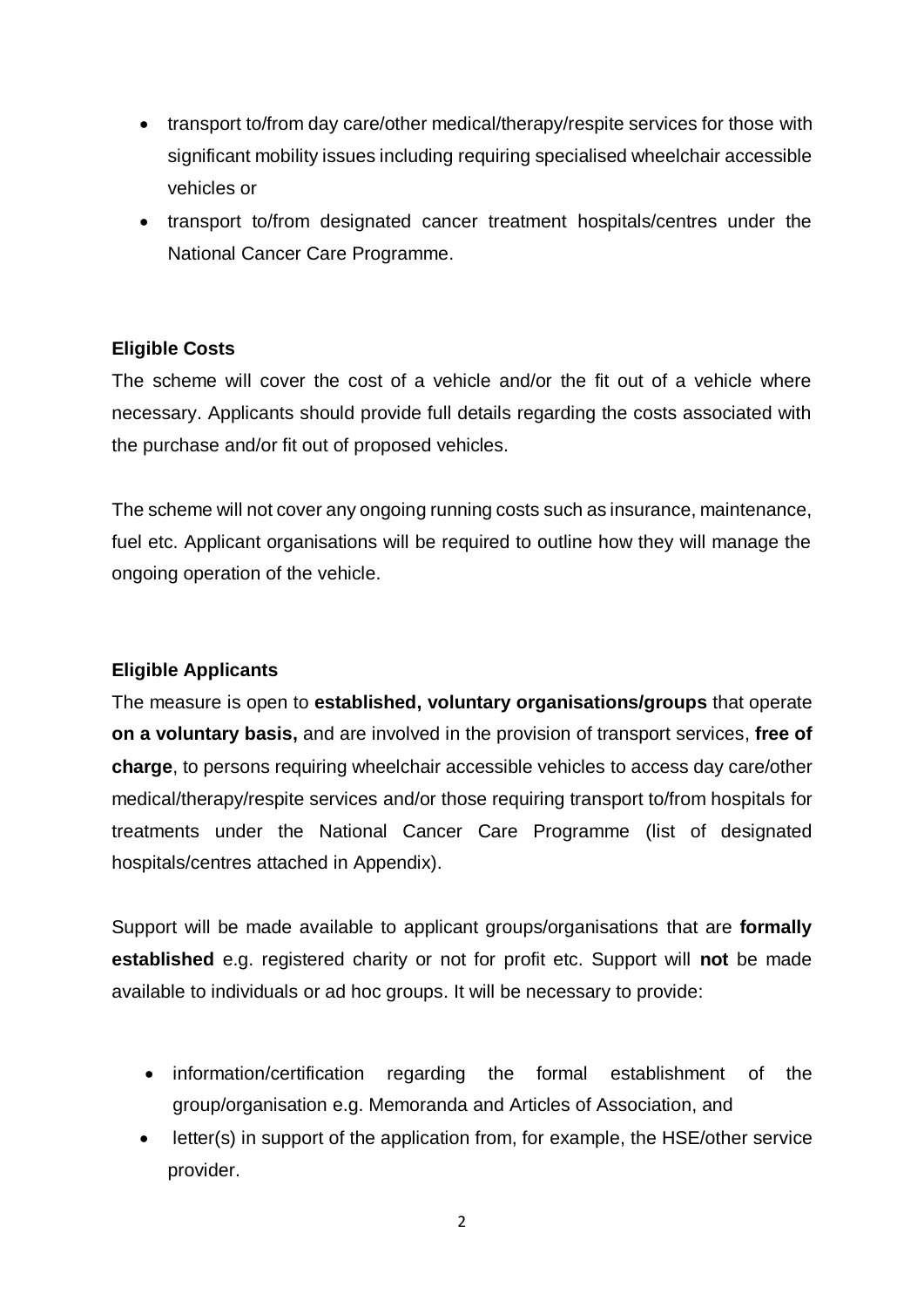- transport to/from day care/other medical/therapy/respite services for those with significant mobility issues including requiring specialised wheelchair accessible vehicles or
- transport to/from designated cancer treatment hospitals/centres under the National Cancer Care Programme.

**Eligible Costs**

The scheme will cover the cost of a vehicle and/or the fit out of a vehicle where necessary. Applicants should provide full details regarding the costs associated with the purchase and/or fit out of proposed vehicles.

The scheme will not cover any ongoing running costs such as insurance, maintenance, fuel etc. Applicant organisations will be required to outline how they will manage the ongoing operation of the vehicle.

**Eligible Applicants**

The measure is open to **established, voluntary organisations/groups** that operate **on a voluntary basis,** and are involved in the provision of transport services, **free of charge**, to persons requiring wheelchair accessible vehicles to access day care/other medical/therapy/respite services and/or those requiring transport to/from hospitals for treatments under the National Cancer Care Programme (list of designated hospitals/centres attached in Appendix).

Support will be made available to applicant groups/organisations that are **formally established** e.g. registered charity or not for profit etc. Support will **not** be made available to individuals or ad hoc groups. It will be necessary to provide:

- information/certification regarding the formal establishment of the group/organisation e.g. Memoranda and Articles of Association, and
- letter(s) in support of the application from, for example, the HSE/other service provider.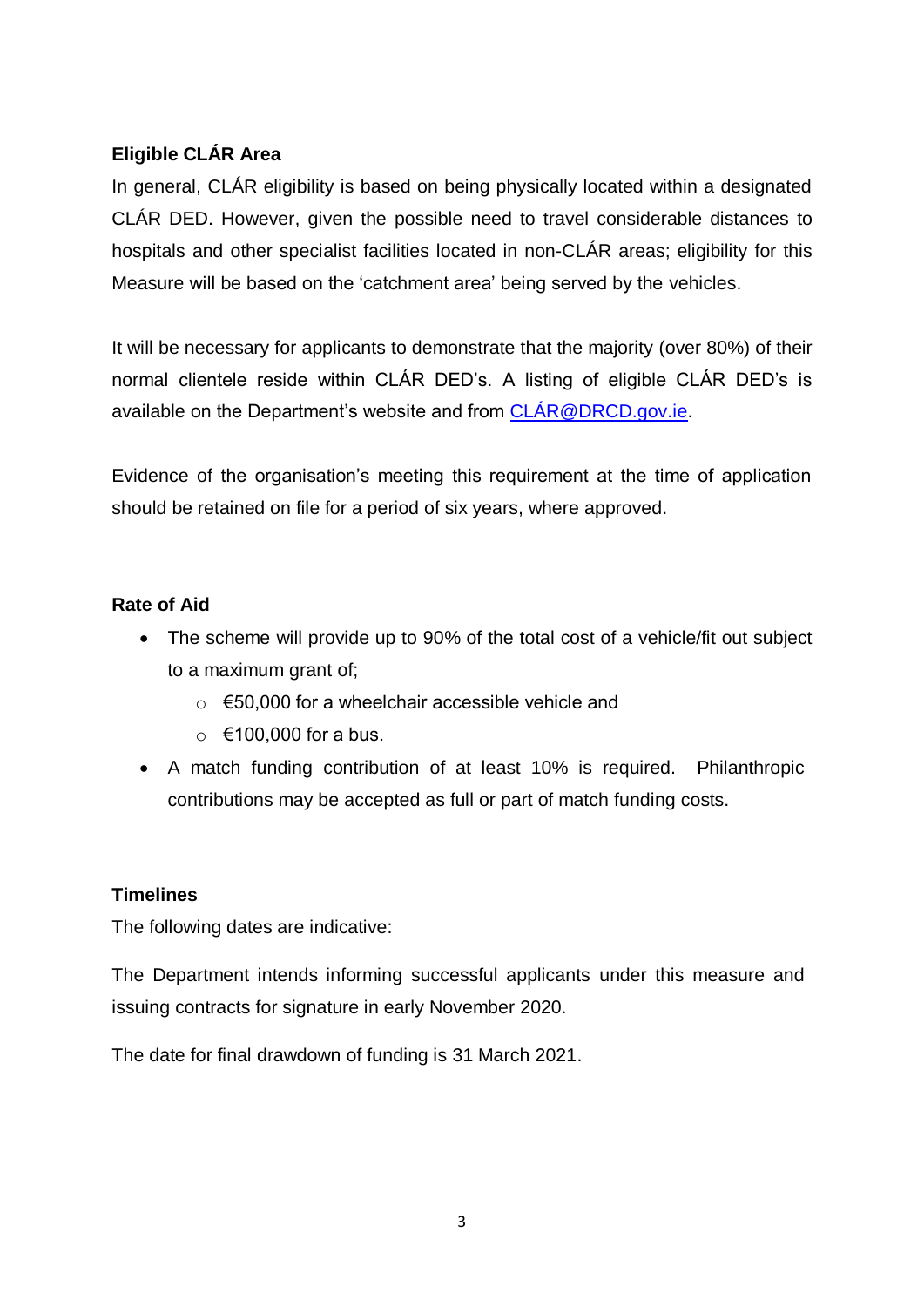**Eligible CLÁR Area**

In general, CLÁR eligibility is based on being physically located within a designated CLÁR DED. However, given the possible need to travel considerable distances to hospitals and other specialist facilities located in non-CLÁR areas; eligibility for this Measure will be based on the 'catchment area' being served by the vehicles.

It will be necessary for applicants to demonstrate that the majority (over 80%) of their normal clientele reside within CLÁR DED's. A listing of eligible CLÁR DED's is available on the Department's website and from CLÁR@DRCD.gov.ie.

Evidence of the organisation's meeting this requirement at the time of application should be retained on file for a period of six years, where approved.

**Rate of Aid**

- The scheme will provide up to 90% of the total cost of a vehicle/fit out subject to a maximum grant of;
  - €50,000 for a wheelchair accessible vehicle and
  - €100,000 for a bus.
- A match funding contribution of at least 10% is required. Philanthropic contributions may be accepted as full or part of match funding costs.

**Timelines**

The following dates are indicative:

The Department intends informing successful applicants under this measure and issuing contracts for signature in early November 2020.

The date for final drawdown of funding is 31 March 2021.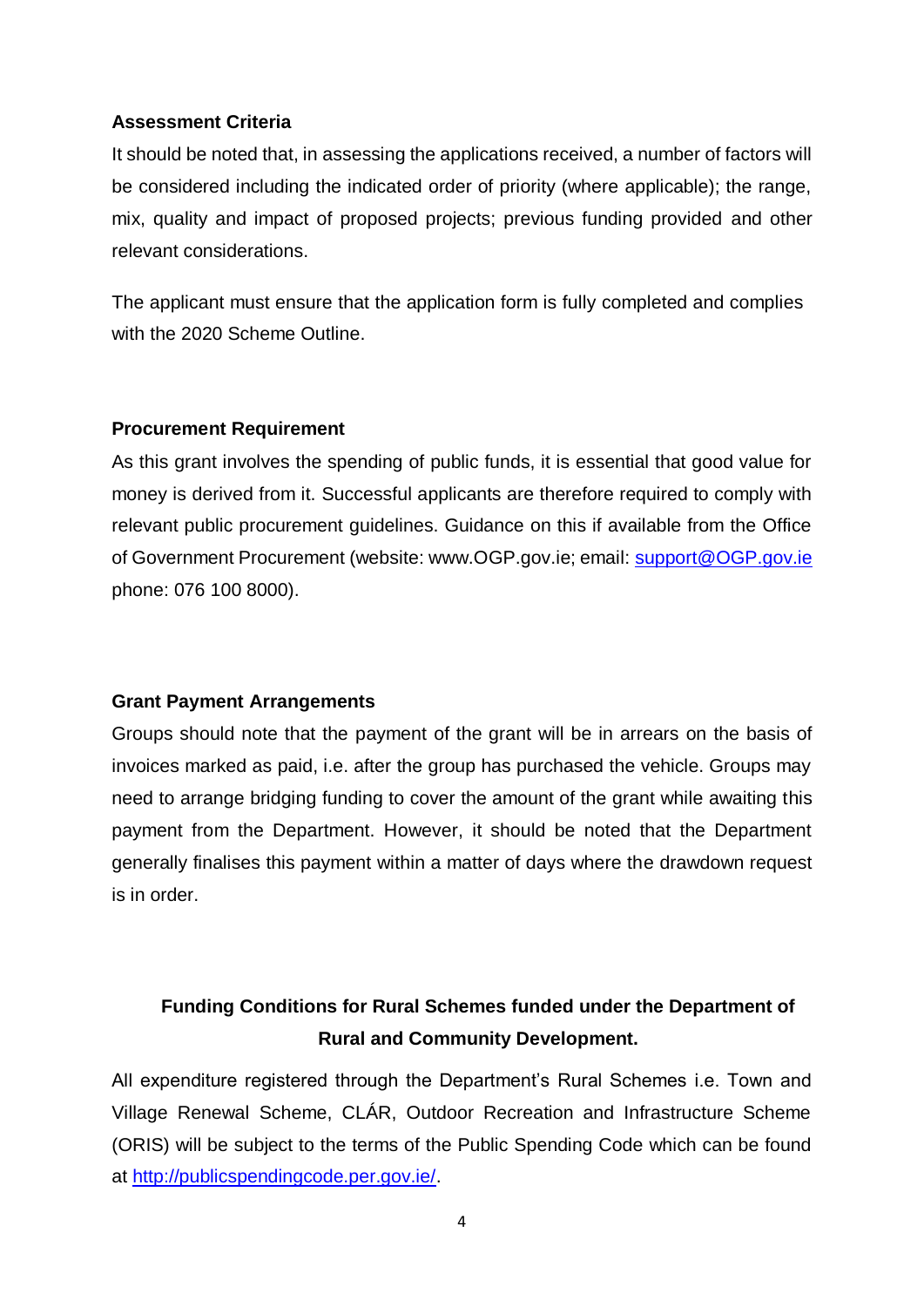**Assessment Criteria**

It should be noted that, in assessing the applications received, a number of factors will be considered including the indicated order of priority (where applicable); the range, mix, quality and impact of proposed projects; previous funding provided and other relevant considerations.

The applicant must ensure that the application form is fully completed and complies with the 2020 Scheme Outline.

**Procurement Requirement**

As this grant involves the spending of public funds, it is essential that good value for money is derived from it. Successful applicants are therefore required to comply with relevant public procurement guidelines. Guidance on this if available from the Office of Government Procurement (website: www.OGP.gov.ie; email: support@OGP.gov.ie phone: 076 100 8000).

**Grant Payment Arrangements**

Groups should note that the payment of the grant will be in arrears on the basis of invoices marked as paid, i.e. after the group has purchased the vehicle. Groups may need to arrange bridging funding to cover the amount of the grant while awaiting this payment from the Department. However, it should be noted that the Department generally finalises this payment within a matter of days where the drawdown request is in order.

**Funding Conditions for Rural Schemes funded under the Department of Rural and Community Development.**

All expenditure registered through the Department's Rural Schemes i.e. Town and Village Renewal Scheme, CLÁR, Outdoor Recreation and Infrastructure Scheme (ORIS) will be subject to the terms of the Public Spending Code which can be found at http://publicspendingcode.per.gov.ie/.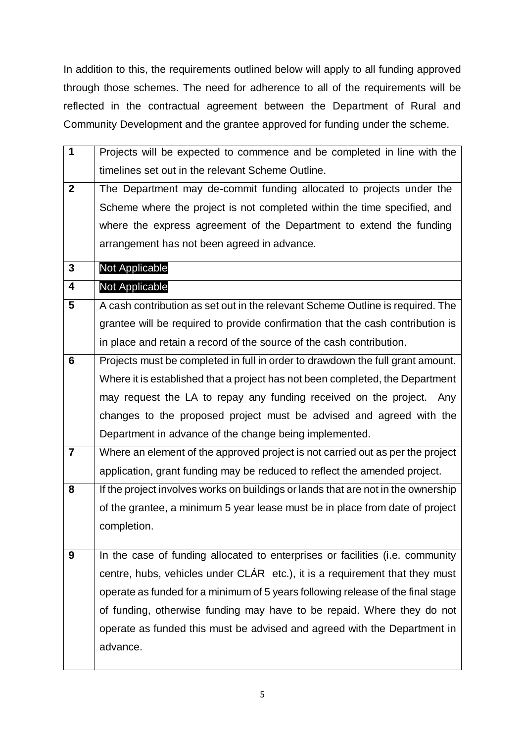In addition to this, the requirements outlined below will apply to all funding approved through those schemes. The need for adherence to all of the requirements will be reflected in the contractual agreement between the Department of Rural and Community Development and the grantee approved for funding under the scheme.

| | |
|---|---|
| **1** | Projects will be expected to commence and be completed in line with the timelines set out in the relevant Scheme Outline. |
| **2** | The Department may de-commit funding allocated to projects under the Scheme where the project is not completed within the time specified, and where the express agreement of the Department to extend the funding arrangement has not been agreed in advance. |
| **3** | Not Applicable |
| **4** | Not Applicable |
| **5** | A cash contribution as set out in the relevant Scheme Outline is required. The grantee will be required to provide confirmation that the cash contribution is in place and retain a record of the source of the cash contribution. |
| **6** | Projects must be completed in full in order to drawdown the full grant amount. Where it is established that a project has not been completed, the Department may request the LA to repay any funding received on the project. Any changes to the proposed project must be advised and agreed with the Department in advance of the change being implemented. |
| **7** | Where an element of the approved project is not carried out as per the project application, grant funding may be reduced to reflect the amended project. |
| **8** | If the project involves works on buildings or lands that are not in the ownership of the grantee, a minimum 5 year lease must be in place from date of project completion. |
| **9** | In the case of funding allocated to enterprises or facilities (i.e. community centre, hubs, vehicles under CLÁR etc.), it is a requirement that they must operate as funded for a minimum of 5 years following release of the final stage of funding, otherwise funding may have to be repaid. Where they do not operate as funded this must be advised and agreed with the Department in advance. |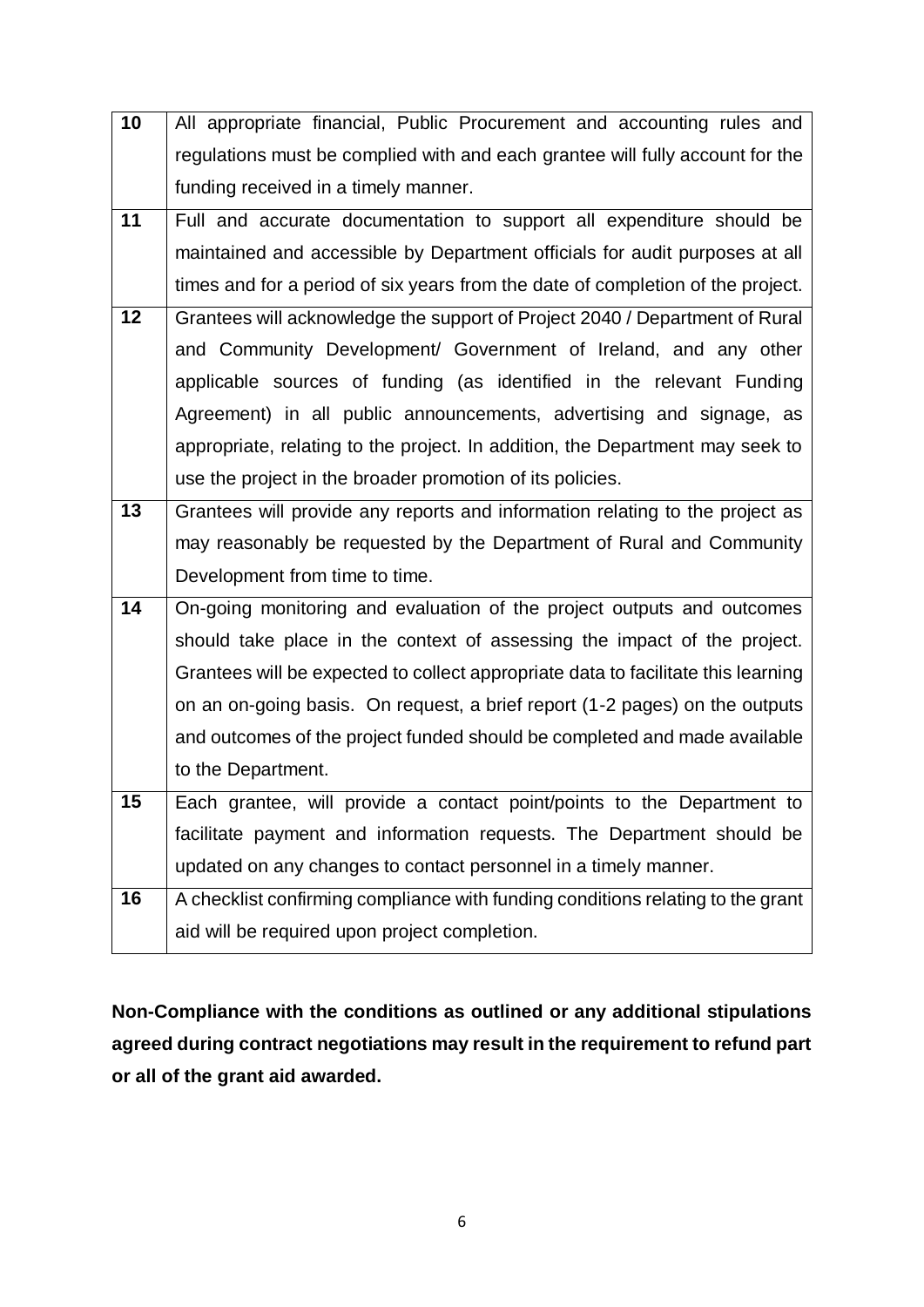| | |
|---|---|
| 10 | All appropriate financial, Public Procurement and accounting rules and regulations must be complied with and each grantee will fully account for the funding received in a timely manner. |
| 11 | Full and accurate documentation to support all expenditure should be maintained and accessible by Department officials for audit purposes at all times and for a period of six years from the date of completion of the project. |
| 12 | Grantees will acknowledge the support of Project 2040 / Department of Rural and Community Development/ Government of Ireland, and any other applicable sources of funding (as identified in the relevant Funding Agreement) in all public announcements, advertising and signage, as appropriate, relating to the project. In addition, the Department may seek to use the project in the broader promotion of its policies. |
| 13 | Grantees will provide any reports and information relating to the project as may reasonably be requested by the Department of Rural and Community Development from time to time. |
| 14 | On-going monitoring and evaluation of the project outputs and outcomes should take place in the context of assessing the impact of the project. Grantees will be expected to collect appropriate data to facilitate this learning on an on-going basis. On request, a brief report (1-2 pages) on the outputs and outcomes of the project funded should be completed and made available to the Department. |
| 15 | Each grantee, will provide a contact point/points to the Department to facilitate payment and information requests. The Department should be updated on any changes to contact personnel in a timely manner. |
| 16 | A checklist confirming compliance with funding conditions relating to the grant aid will be required upon project completion. |

**Non-Compliance with the conditions as outlined or any additional stipulations agreed during contract negotiations may result in the requirement to refund part or all of the grant aid awarded.**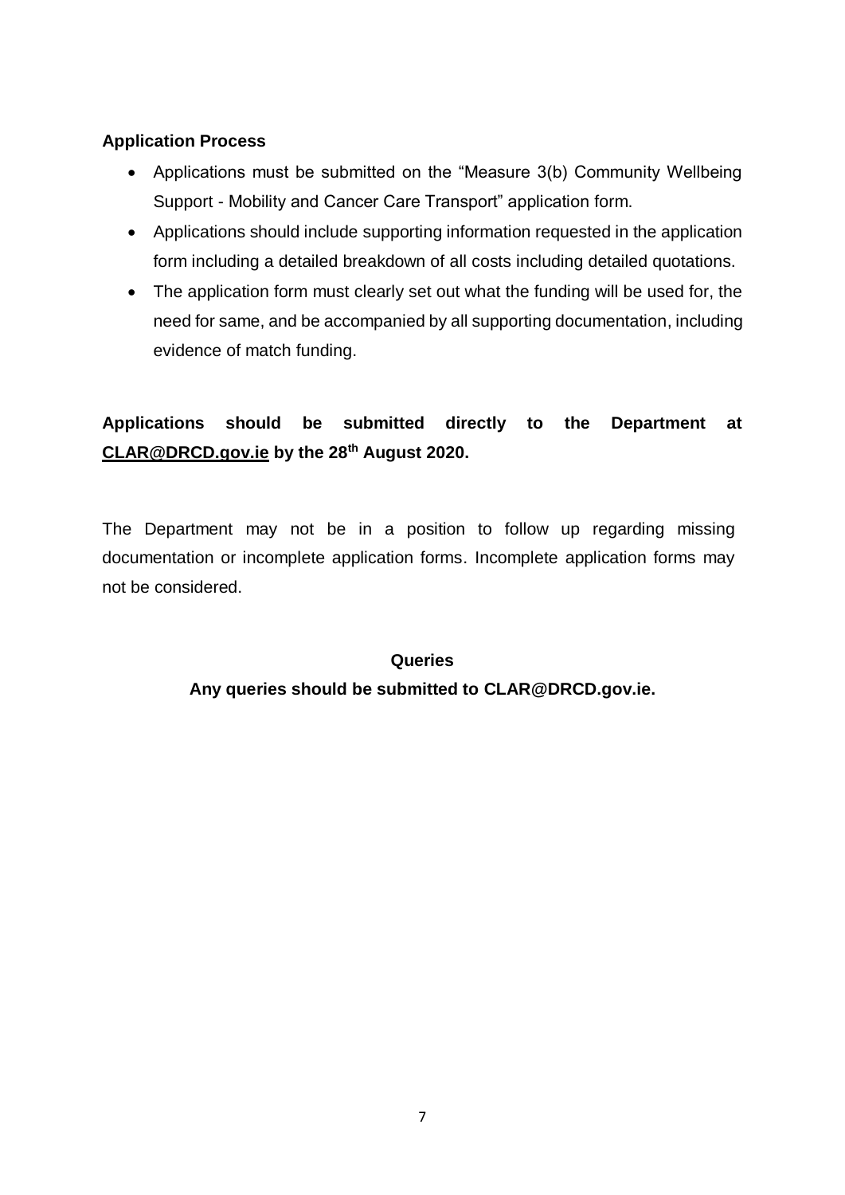**Application Process**

- Applications must be submitted on the "Measure 3(b) Community Wellbeing Support - Mobility and Cancer Care Transport" application form.
- Applications should include supporting information requested in the application form including a detailed breakdown of all costs including detailed quotations.
- The application form must clearly set out what the funding will be used for, the need for same, and be accompanied by all supporting documentation, including evidence of match funding.

**Applications should be submitted directly to the Department at CLAR@DRCD.gov.ie by the 28th August 2020.**

The Department may not be in a position to follow up regarding missing documentation or incomplete application forms. Incomplete application forms may not be considered.

**Queries**

**Any queries should be submitted to CLAR@DRCD.gov.ie.**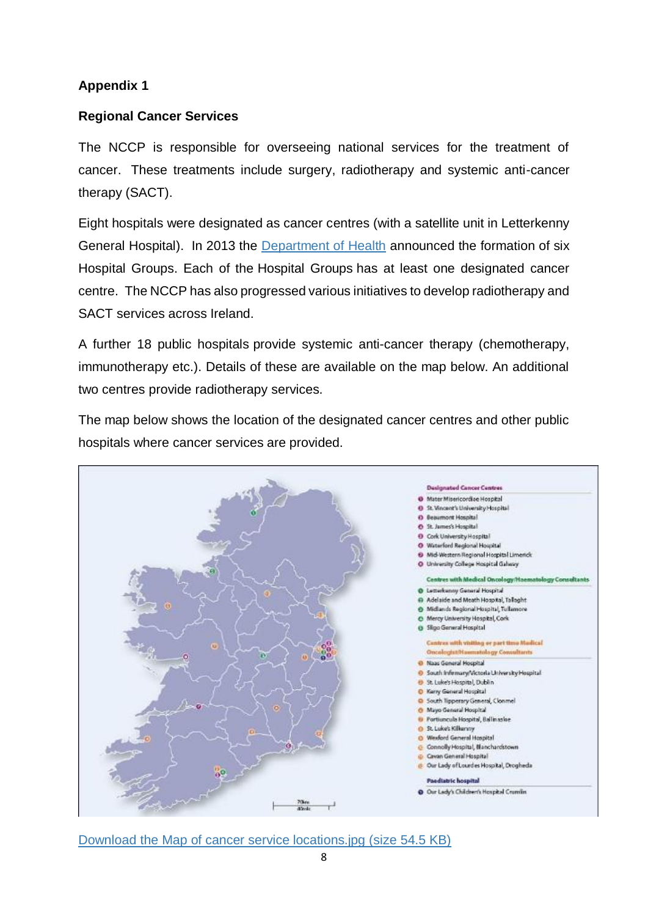**Appendix 1**

**Regional Cancer Services**

The NCCP is responsible for overseeing national services for the treatment of cancer. These treatments include surgery, radiotherapy and systemic anti-cancer therapy (SACT).

Eight hospitals were designated as cancer centres (with a satellite unit in Letterkenny General Hospital). In 2013 the Department of Health announced the formation of six Hospital Groups. Each of the Hospital Groups has at least one designated cancer centre. The NCCP has also progressed various initiatives to develop radiotherapy and SACT services across Ireland.

A further 18 public hospitals provide systemic anti-cancer therapy (chemotherapy, immunotherapy etc.). Details of these are available on the map below. An additional two centres provide radiotherapy services.

The map below shows the location of the designated cancer centres and other public hospitals where cancer services are provided.

**Designated Cancer Centres**

- Mater Misericordiae Hospital
- St. Vincent's University Hospital
- Beaumont Hospital
- St. James's Hospital
- Cork University Hospital
- Waterford Regional Hospital
- Mid-Western Regional Hospital Limerick
- University College Hospital Galway

**Centres with Medical Oncology/Haematology Consultants**

- Letterkenny General Hospital
- Adelaide and Meath Hospital, Tallaght
- Midlands Regional Hospital, Tullamore
- Mercy University Hospital, Cork
- Sligo General Hospital

**Centres with visiting or part time Medical Oncologist/Haematology Consultants**

- Naas General Hospital
- South Infirmary/Victoria University Hospital
- St. Luke's Hospital, Dublin
- Kerry General Hospital
- South Tipperary General, Clonmel
- Mayo General Hospital
- Portiuncula Hospital, Ballinasloe
- St. Luke's Kilkenny
- Wexford General Hospital
- Connolly Hospital, Blanchardstown
- Cavan General Hospital
- Our Lady of Lourdes Hospital, Drogheda

**Paediatric hospital**

- Our Lady's Children's Hospital Crumlin

Download the Map of cancer service locations.jpg (size 54.5 KB)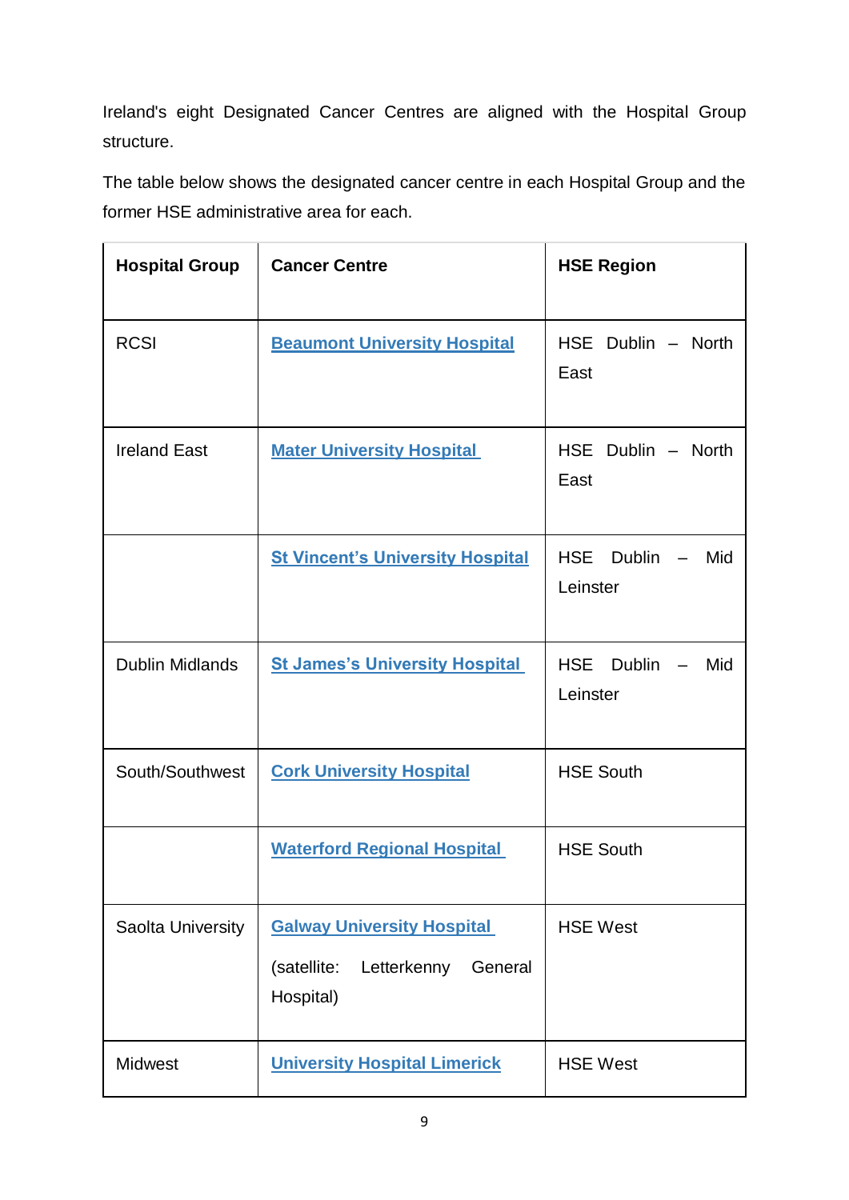Ireland's eight Designated Cancer Centres are aligned with the Hospital Group structure.

The table below shows the designated cancer centre in each Hospital Group and the former HSE administrative area for each.

| Hospital Group | Cancer Centre | HSE Region |
|---|---|---|
| RCSI | Beaumont University Hospital | HSE Dublin – North East |
| Ireland East | Mater University Hospital | HSE Dublin – North East |
| | St Vincent's University Hospital | HSE Dublin – Mid Leinster |
| Dublin Midlands | St James's University Hospital | HSE Dublin – Mid Leinster |
| South/Southwest | Cork University Hospital | HSE South |
| | Waterford Regional Hospital | HSE South |
| Saolta University | Galway University Hospital (satellite: Letterkenny General Hospital) | HSE West |
| Midwest | University Hospital Limerick | HSE West |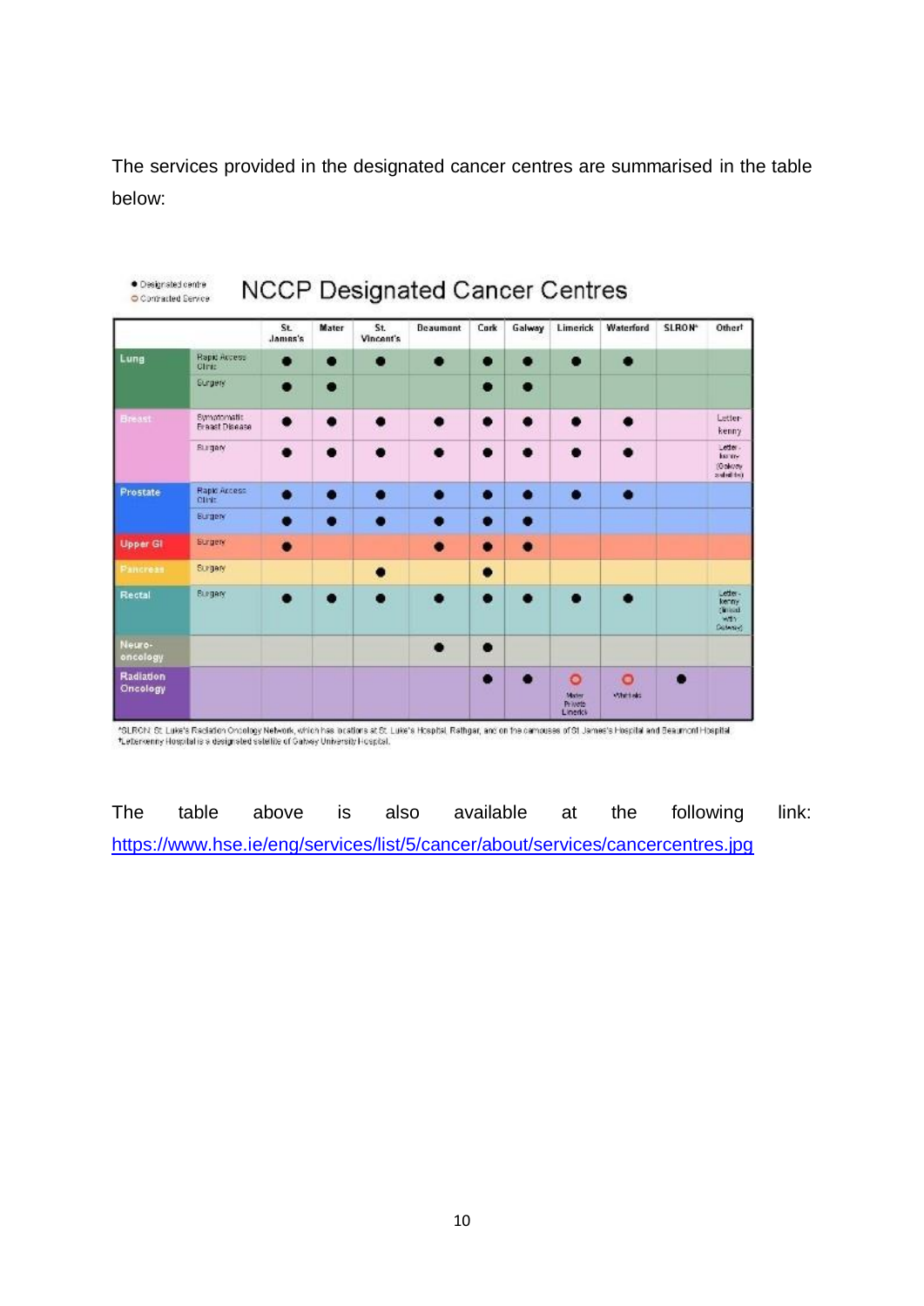The services provided in the designated cancer centres are summarised in the table below:

● Designated centre
○ Contracted Service

## NCCP Designated Cancer Centres

| | | St. James's | Mater | St. Vincent's | Beaumont | Cork | Galway | Limerick | Waterford | SLRON* | Other† |
|---|---|---|---|---|---|---|---|---|---|---|---|
| Lung | Rapid Access Clinic | ● | ● | ● | ● | ● | ● | ● | ● | | |
| | Surgery | ● | ● | | | ● | ● | | | | |
| Breast | Symptomatic Breast Disease | ● | ● | ● | ● | ● | ● | ● | ● | | Letterkenny |
| | Surgery | ● | ● | ● | ● | ● | ● | ● | ● | | Letterkenny (Galway satellite) |
| Prostate | Rapid Access Clinic | ● | ● | ● | ● | ● | ● | ● | ● | | |
| | Surgery | ● | ● | ● | ● | ● | ● | | | | |
| Upper GI | Surgery | ● | | | ● | ● | ● | | | | |
| Pancreas | Surgery | | | ● | | ● | | | | | |
| Rectal | Surgery | ● | ● | ● | ● | ● | ● | ● | ● | | Letterkenny (linked with Galway) |
| Neuro-oncology | | | | | ● | ● | | | | | |
| Radiation Oncology | | | | | | ● | ● | ○ Mater Private Limerick | ○ Whitfield | ● | |

*SLRON: St. Luke's Radiation Oncology Network, which has locations at St. Luke's Hospital, Rathgar, and on the campuses of St James's Hospital and Beaumont Hospital.
†Letterkenny Hospital is a designated satellite of Galway University Hospital.

The table above is also available at the following link: https://www.hse.ie/eng/services/list/5/cancer/about/services/cancercentres.jpg